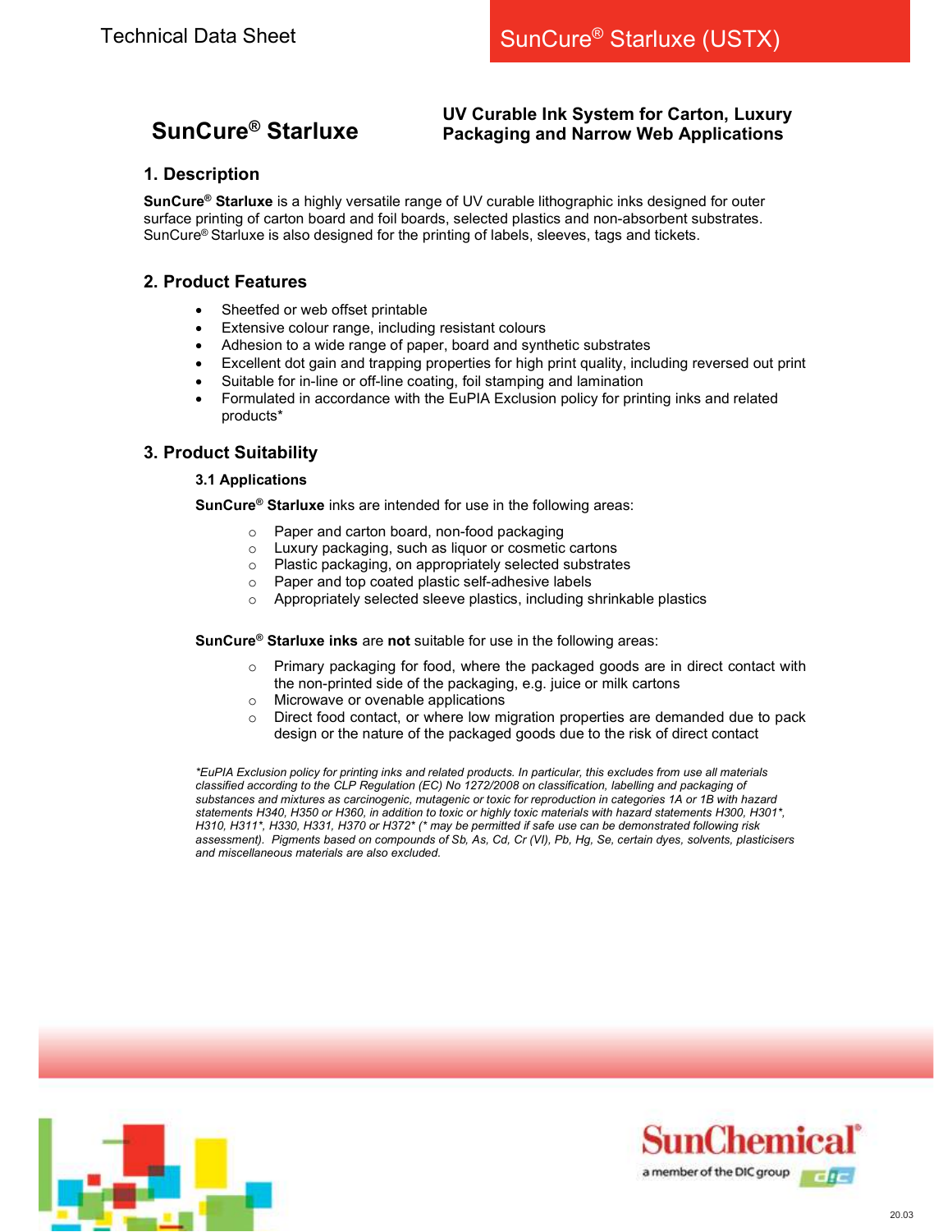# SunCure® Starluxe

**UV Curable Ink System for Carton, Luxury Packaging and Narrow Web Applications**

## 1. Description

**SunCure® Starluxe** is a highly versatile range of UV curable lithographic inks designed for outer surface printing of carton board and foil boards, selected plastics and non-absorbent substrates. SunCure® Starluxe is also designed for the printing of labels, sleeves, tags and tickets.

## 2. Product Features

- Sheetfed or web offset printable
- Extensive colour range, including resistant colours
- Adhesion to a wide range of paper, board and synthetic substrates
- Excellent dot gain and trapping properties for high print quality, including reversed out print
- Suitable for in-line or off-line coating, foil stamping and lamination
- Formulated in accordance with the EuPIA Exclusion policy for printing inks and related products*

## 3. Product Suitability

### 3.1 Applications

**SunCure® Starluxe** inks are intended for use in the following areas:

- Paper and carton board, non-food packaging
- Luxury packaging, such as liquor or cosmetic cartons
- Plastic packaging, on appropriately selected substrates
- Paper and top coated plastic self-adhesive labels
- Appropriately selected sleeve plastics, including shrinkable plastics

**SunCure® Starluxe inks** are **not** suitable for use in the following areas:

- Primary packaging for food, where the packaged goods are in direct contact with the non-printed side of the packaging, e.g. juice or milk cartons
- Microwave or ovenable applications
- Direct food contact, or where low migration properties are demanded due to pack design or the nature of the packaged goods due to the risk of direct contact

*\*EuPIA Exclusion policy for printing inks and related products. In particular, this excludes from use all materials classified according to the CLP Regulation (EC) No 1272/2008 on classification, labelling and packaging of substances and mixtures as carcinogenic, mutagenic or toxic for reproduction in categories 1A or 1B with hazard statements H340, H350 or H360, in addition to toxic or highly toxic materials with hazard statements H300, H301\*, H310, H311\*, H330, H331, H370 or H372\* (\* may be permitted if safe use can be demonstrated following risk assessment). Pigments based on compounds of Sb, As, Cd, Cr (VI), Pb, Hg, Se, certain dyes, solvents, plasticisers and miscellaneous materials are also excluded.*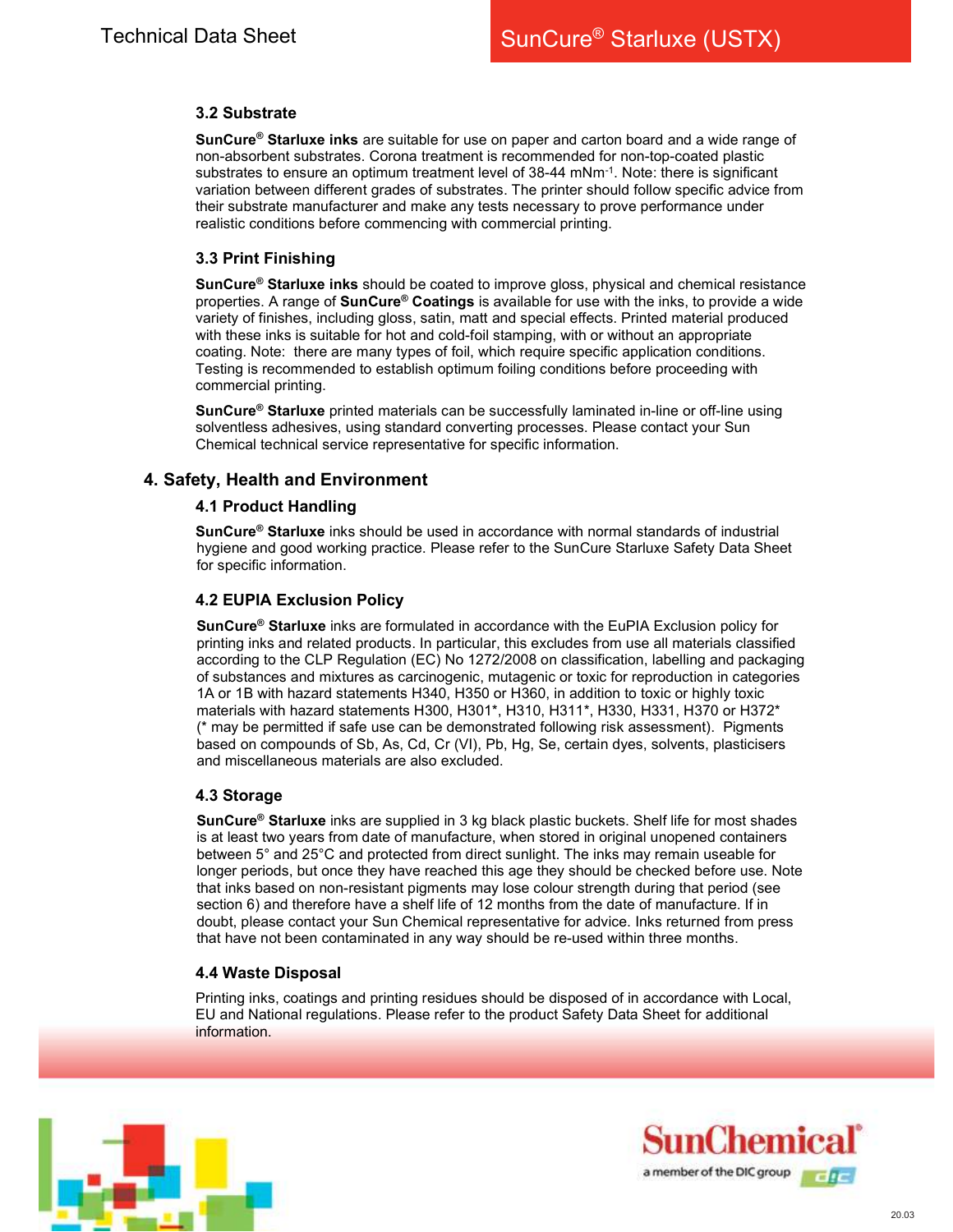### 3.2 Substrate

**SunCure® Starluxe inks** are suitable for use on paper and carton board and a wide range of non-absorbent substrates. Corona treatment is recommended for non-top-coated plastic substrates to ensure an optimum treatment level of 38-44 $mNm^{-1}$. Note: there is significant variation between different grades of substrates. The printer should follow specific advice from their substrate manufacturer and make any tests necessary to prove performance under realistic conditions before commencing with commercial printing.

### 3.3 Print Finishing

**SunCure® Starluxe inks** should be coated to improve gloss, physical and chemical resistance properties. A range of **SunCure® Coatings** is available for use with the inks, to provide a wide variety of finishes, including gloss, satin, matt and special effects. Printed material produced with these inks is suitable for hot and cold-foil stamping, with or without an appropriate coating. Note: there are many types of foil, which require specific application conditions. Testing is recommended to establish optimum foiling conditions before proceeding with commercial printing.

**SunCure® Starluxe** printed materials can be successfully laminated in-line or off-line using solventless adhesives, using standard converting processes. Please contact your Sun Chemical technical service representative for specific information.

## 4. Safety, Health and Environment

### 4.1 Product Handling

**SunCure® Starluxe** inks should be used in accordance with normal standards of industrial hygiene and good working practice. Please refer to the SunCure Starluxe Safety Data Sheet for specific information.

### 4.2 EUPIA Exclusion Policy

**SunCure® Starluxe** inks are formulated in accordance with the EuPIA Exclusion policy for printing inks and related products. In particular, this excludes from use all materials classified according to the CLP Regulation (EC) No 1272/2008 on classification, labelling and packaging of substances and mixtures as carcinogenic, mutagenic or toxic for reproduction in categories 1A or 1B with hazard statements H340, H350 or H360, in addition to toxic or highly toxic materials with hazard statements H300, H301*, H310, H311*, H330, H331, H370 or H372* (* may be permitted if safe use can be demonstrated following risk assessment). Pigments based on compounds of Sb, As, Cd, Cr (VI), Pb, Hg, Se, certain dyes, solvents, plasticisers and miscellaneous materials are also excluded.

### 4.3 Storage

**SunCure® Starluxe** inks are supplied in 3 kg black plastic buckets. Shelf life for most shades is at least two years from date of manufacture, when stored in original unopened containers between 5° and 25°C and protected from direct sunlight. The inks may remain useable for longer periods, but once they have reached this age they should be checked before use. Note that inks based on non-resistant pigments may lose colour strength during that period (see section 6) and therefore have a shelf life of 12 months from the date of manufacture. If in doubt, please contact your Sun Chemical representative for advice. Inks returned from press that have not been contaminated in any way should be re-used within three months.

### 4.4 Waste Disposal

Printing inks, coatings and printing residues should be disposed of in accordance with Local, EU and National regulations. Please refer to the product Safety Data Sheet for additional information.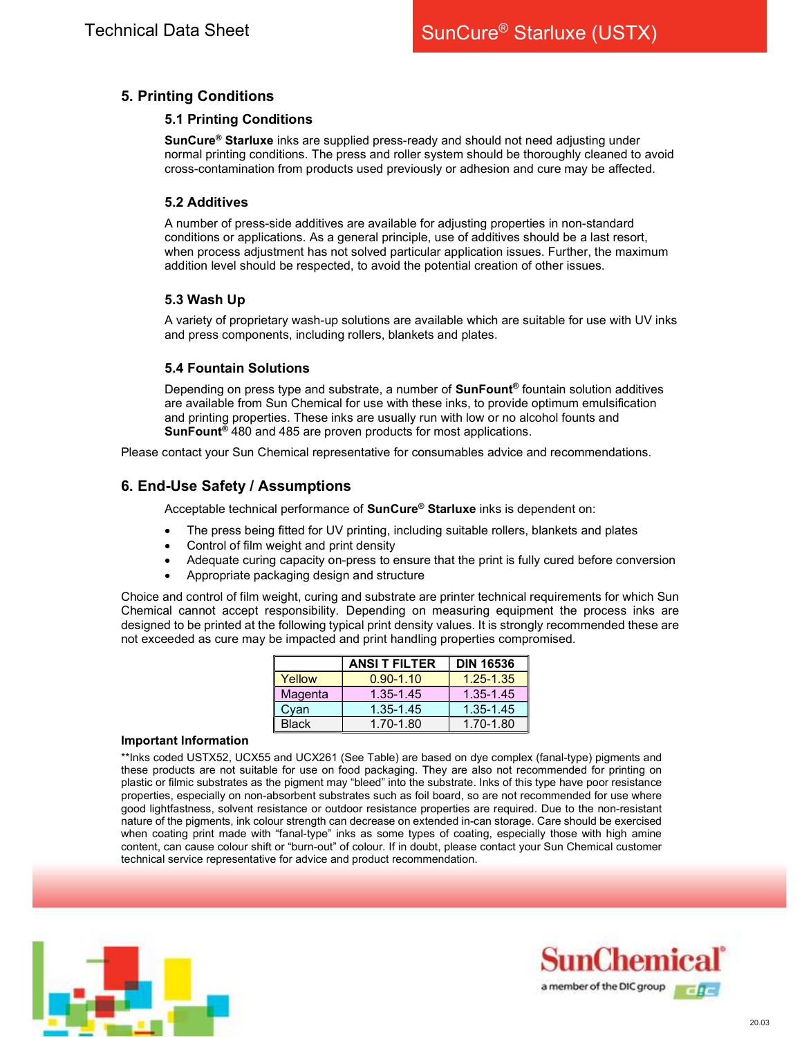## 5. Printing Conditions

### 5.1 Printing Conditions

**SunCure® Starluxe** inks are supplied press-ready and should not need adjusting under normal printing conditions. The press and roller system should be thoroughly cleaned to avoid cross-contamination from products used previously or adhesion and cure may be affected.

### 5.2 Additives

A number of press-side additives are available for adjusting properties in non-standard conditions or applications. As a general principle, use of additives should be a last resort, when process adjustment has not solved particular application issues. Further, the maximum addition level should be respected, to avoid the potential creation of other issues.

### 5.3 Wash Up

A variety of proprietary wash-up solutions are available which are suitable for use with UV inks and press components, including rollers, blankets and plates.

### 5.4 Fountain Solutions

Depending on press type and substrate, a number of **SunFount®** fountain solution additives are available from Sun Chemical for use with these inks, to provide optimum emulsification and printing properties. These inks are usually run with low or no alcohol founts and **SunFount®** 480 and 485 are proven products for most applications.

Please contact your Sun Chemical representative for consumables advice and recommendations.

## 6. End-Use Safety / Assumptions

Acceptable technical performance of **SunCure® Starluxe** inks is dependent on:

- The press being fitted for UV printing, including suitable rollers, blankets and plates
- Control of film weight and print density
- Adequate curing capacity on-press to ensure that the print is fully cured before conversion
- Appropriate packaging design and structure

Choice and control of film weight, curing and substrate are printer technical requirements for which Sun Chemical cannot accept responsibility. Depending on measuring equipment the process inks are designed to be printed at the following typical print density values. It is strongly recommended these are not exceeded as cure may be impacted and print handling properties compromised.

| | ANSI T FILTER | DIN 16536 |
|---|---|---|
| Yellow | 0.90-1.10 | 1.25-1.35 |
| Magenta | 1.35-1.45 | 1.35-1.45 |
| Cyan | 1.35-1.45 | 1.35-1.45 |
| Black | 1.70-1.80 | 1.70-1.80 |

**Important Information**

**Inks coded USTX52, UCX55 and UCX261 (See Table) are based on dye complex (fanal-type) pigments and these products are not suitable for use on food packaging. They are also not recommended for printing on plastic or filmic substrates as the pigment may "bleed" into the substrate. Inks of this type have poor resistance properties, especially on non-absorbent substrates such as foil board, so are not recommended for use where good lightfastness, solvent resistance or outdoor resistance properties are required. Due to the non-resistant nature of the pigments, ink colour strength can decrease on extended in-can storage. Care should be exercised when coating print made with "fanal-type" inks as some types of coating, especially those with high amine content, can cause colour shift or "burn-out" of colour. If in doubt, please contact your Sun Chemical customer technical service representative for advice and product recommendation.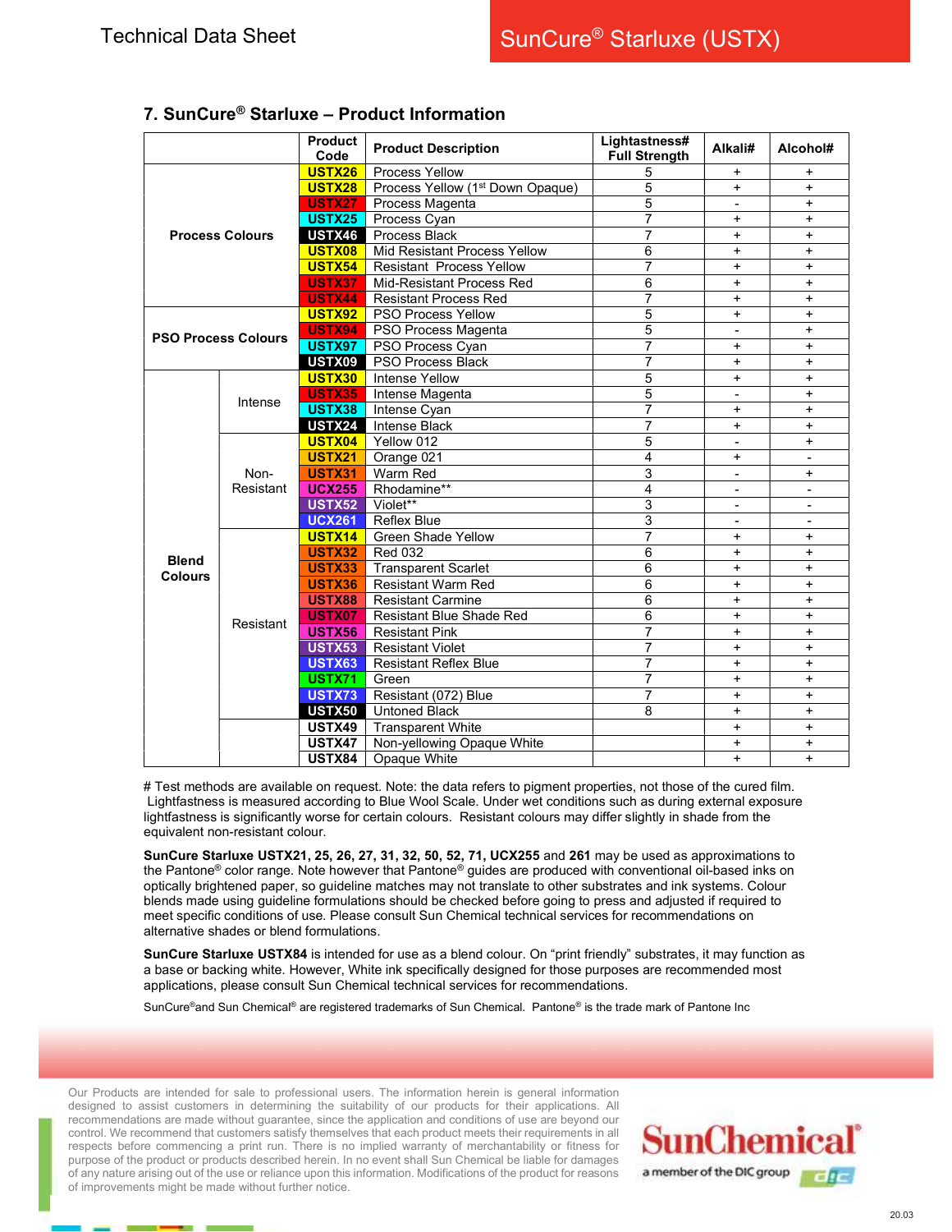## 7. SunCure® Starluxe – Product Information

| | | Product Code | Product Description | Lightastness# Full Strength | Alkali# | Alcohol# |
|---|---|---|---|---|---|---|
| Process Colours | | USTX26 | Process Yellow | 5 | + | + |
| | | USTX28 | Process Yellow (1st Down Opaque) | 5 | + | + |
| | | USTX27 | Process Magenta | 5 | - | + |
| | | USTX25 | Process Cyan | 7 | + | + |
| | | USTX46 | Process Black | 7 | + | + |
| | | USTX08 | Mid Resistant Process Yellow | 6 | + | + |
| | | USTX54 | Resistant Process Yellow | 7 | + | + |
| | | USTX37 | Mid-Resistant Process Red | 6 | + | + |
| | | USTX44 | Resistant Process Red | 7 | + | + |
| PSO Process Colours | | USTX92 | PSO Process Yellow | 5 | + | + |
| | | USTX94 | PSO Process Magenta | 5 | - | + |
| | | USTX97 | PSO Process Cyan | 7 | + | + |
| | | USTX09 | PSO Process Black | 7 | + | + |
| Blend Colours | Intense | USTX30 | Intense Yellow | 5 | + | + |
| | | USTX35 | Intense Magenta | 5 | - | + |
| | | USTX38 | Intense Cyan | 7 | + | + |
| | | USTX24 | Intense Black | 7 | + | + |
| | Non-Resistant | USTX04 | Yellow 012 | 5 | - | + |
| | | USTX21 | Orange 021 | 4 | + | - |
| | | USTX31 | Warm Red | 3 | - | + |
| | | UCX255 | Rhodamine** | 4 | - | - |
| | | USTX52 | Violet** | 3 | - | - |
| | | UCX261 | Reflex Blue | 3 | - | - |
| | Resistant | USTX14 | Green Shade Yellow | 7 | + | + |
| | | USTX32 | Red 032 | 6 | + | + |
| | | USTX33 | Transparent Scarlet | 6 | + | + |
| | | USTX36 | Resistant Warm Red | 6 | + | + |
| | | USTX88 | Resistant Carmine | 6 | + | + |
| | | USTX07 | Resistant Blue Shade Red | 6 | + | + |
| | | USTX56 | Resistant Pink | 7 | + | + |
| | | USTX53 | Resistant Violet | 7 | + | + |
| | | USTX63 | Resistant Reflex Blue | 7 | + | + |
| | | USTX71 | Green | 7 | + | + |
| | | USTX73 | Resistant (072) Blue | 7 | + | + |
| | | USTX50 | Untoned Black | 8 | + | + |
| | | USTX49 | Transparent White | | + | + |
| | | USTX47 | Non-yellowing Opaque White | | + | + |
| | | USTX84 | Opaque White | | + | + |

# Test methods are available on request. Note: the data refers to pigment properties, not those of the cured film. Lightfastness is measured according to Blue Wool Scale. Under wet conditions such as during external exposure lightfastness is significantly worse for certain colours. Resistant colours may differ slightly in shade from the equivalent non-resistant colour.

**SunCure Starluxe USTX21, 25, 26, 27, 31, 32, 50, 52, 71, UCX255** and **261** may be used as approximations to the Pantone® color range. Note however that Pantone® guides are produced with conventional oil-based inks on optically brightened paper, so guideline matches may not translate to other substrates and ink systems. Colour blends made using guideline formulations should be checked before going to press and adjusted if required to meet specific conditions of use. Please consult Sun Chemical technical services for recommendations on alternative shades or blend formulations.

**SunCure Starluxe USTX84** is intended for use as a blend colour. On "print friendly" substrates, it may function as a base or backing white. However, White ink specifically designed for those purposes are recommended most applications, please consult Sun Chemical technical services for recommendations.

SunCure®and Sun Chemical® are registered trademarks of Sun Chemical. Pantone® is the trade mark of Pantone Inc

Our Products are intended for sale to professional users. The information herein is general information designed to assist customers in determining the suitability of our products for their applications. All recommendations are made without guarantee, since the application and conditions of use are beyond our control. We recommend that customers satisfy themselves that each product meets their requirements in all respects before commencing a print run. There is no implied warranty of merchantability or fitness for purpose of the product or products described herein. In no event shall Sun Chemical be liable for damages of any nature arising out of the use or reliance upon this information. Modifications of the product for reasons of improvements might be made without further notice.

SunChemical® a member of the DIC group